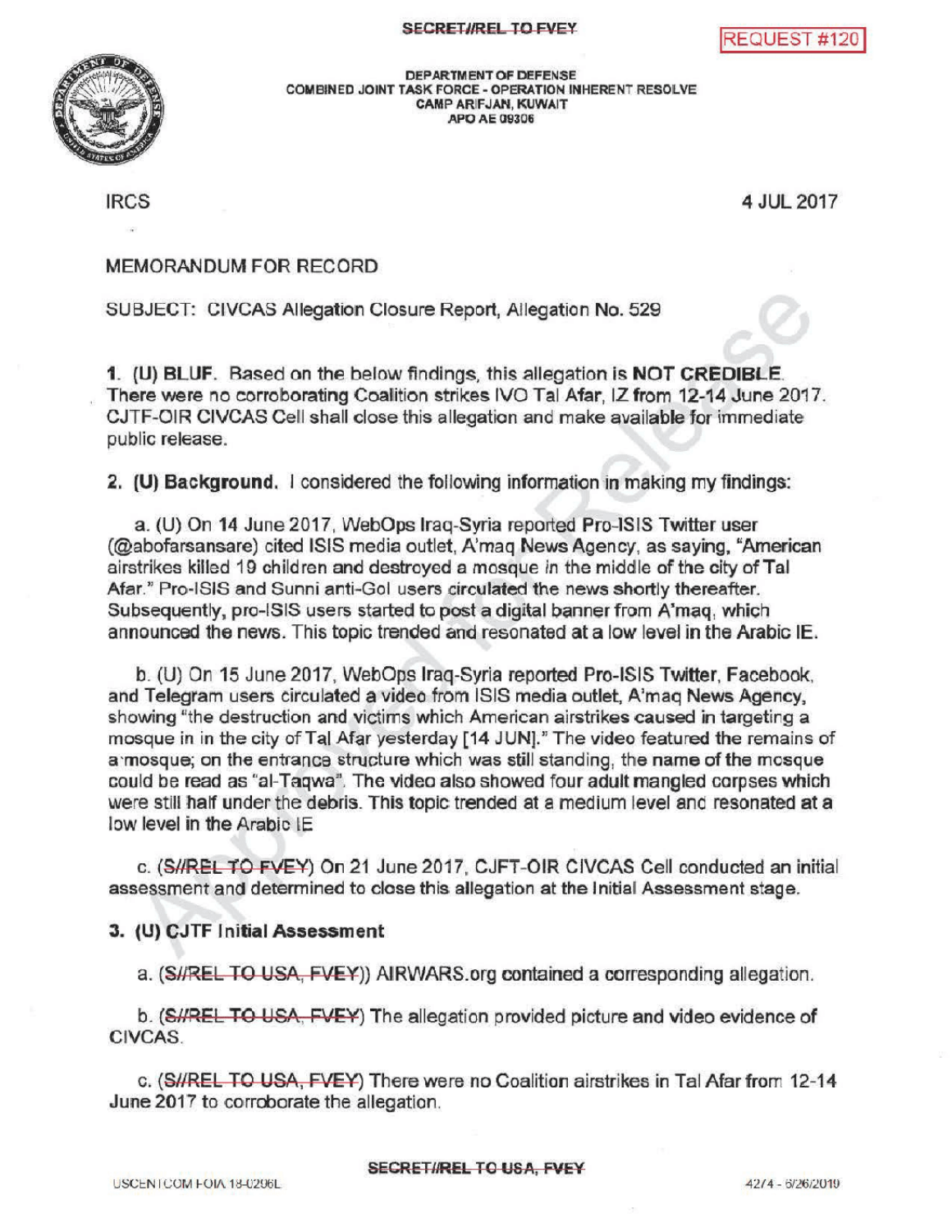SECRET//REL TO FVEY

REQUEST #120

DEPARTMENT OF DEFENSE
COMBINED JOINT TASK FORCE - OPERATION INHERENT RESOLVE
CAMP ARIFJAN, KUWAIT
APO AE 09306

IRCS

4 JUL 2017

MEMORANDUM FOR RECORD

SUBJECT: CIVCAS Allegation Closure Report, Allegation No. 529

1. **(U) BLUF.** Based on the below findings, this allegation is **NOT CREDIBLE**. There were no corroborating Coalition strikes IVO Tal Afar, IZ from 12-14 June 2017. CJTF-OIR CIVCAS Cell shall close this allegation and make available for immediate public release.

2. **(U) Background.** I considered the following information in making my findings:

   a. (U) On 14 June 2017, WebOps Iraq-Syria reported Pro-ISIS Twitter user (@abofarsansare) cited ISIS media outlet, A'maq News Agency, as saying, "American airstrikes killed 19 children and destroyed a mosque in the middle of the city of Tal Afar." Pro-ISIS and Sunni anti-GoI users circulated the news shortly thereafter. Subsequently, pro-ISIS users started to post a digital banner from A'maq, which announced the news. This topic trended and resonated at a low level in the Arabic IE.

   b. (U) On 15 June 2017, WebOps Iraq-Syria reported Pro-ISIS Twitter, Facebook, and Telegram users circulated a video from ISIS media outlet, A'maq News Agency, showing "the destruction and victims which American airstrikes caused in targeting a mosque in in the city of Tal Afar yesterday [14 JUN]." The video featured the remains of a mosque; on the entrance structure which was still standing, the name of the mosque could be read as "al-Taqwa". The video also showed four adult mangled corpses which were still half under the debris. This topic trended at a medium level and resonated at a low level in the Arabic IE

   c. (~~S//REL TO FVEY~~) On 21 June 2017, CJFT-OIR CIVCAS Cell conducted an initial assessment and determined to close this allegation at the Initial Assessment stage.

3. **(U) CJTF Initial Assessment**

   a. (~~S//REL TO USA, FVEY~~)) AIRWARS.org contained a corresponding allegation.

   b. (~~S//REL TO USA, FVEY~~) The allegation provided picture and video evidence of CIVCAS.

   c. (~~S//REL TO USA, FVEY~~) There were no Coalition airstrikes in Tal Afar from 12-14 June 2017 to corroborate the allegation.

SECRET//REL TO USA, FVEY

USCENTCOM FOIA 18-0296L

4274 - 6/26/2019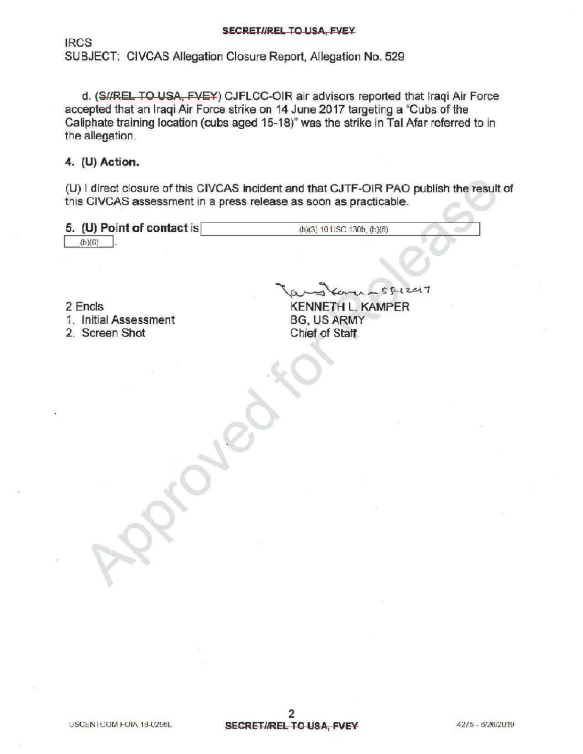IRCS
SUBJECT: CIVCAS Allegation Closure Report, Allegation No. 529

d. (S//REL TO USA, FVEY) CJFLCC-OIR air advisors reported that Iraqi Air Force accepted that an Iraqi Air Force strike on 14 June 2017 targeting a "Cubs of the Caliphate training location (cubs aged 15-18)" was the strike in Tal Afar referred to in the allegation.

**4. (U) Action.**

(U) I direct closure of this CIVCAS incident and that CJTF-OIR PAO publish the result of this CIVCAS assessment in a press release as soon as practicable.

**5. (U) Point of contact is** (b)(3) 10 USC 130b; (b)(6) (b)(6).

2 Encls
1. Initial Assessment
2. Screen Shot

KENNETH L. KAMPER
BG, US ARMY
Chief of Staff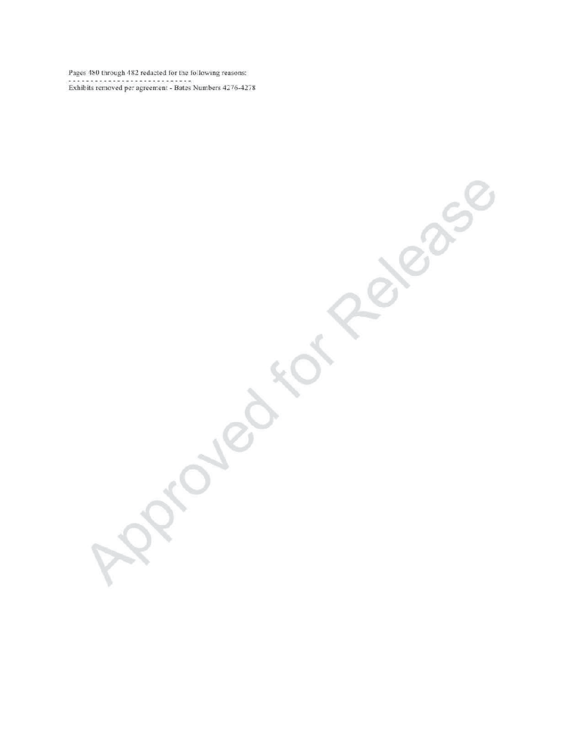Pages 480 through 482 redacted for the following reasons:

- - - - - - - - - - - - - - - - - - - - - - - - - - -

Exhibits removed per agreement - Bates Numbers 4276-4278